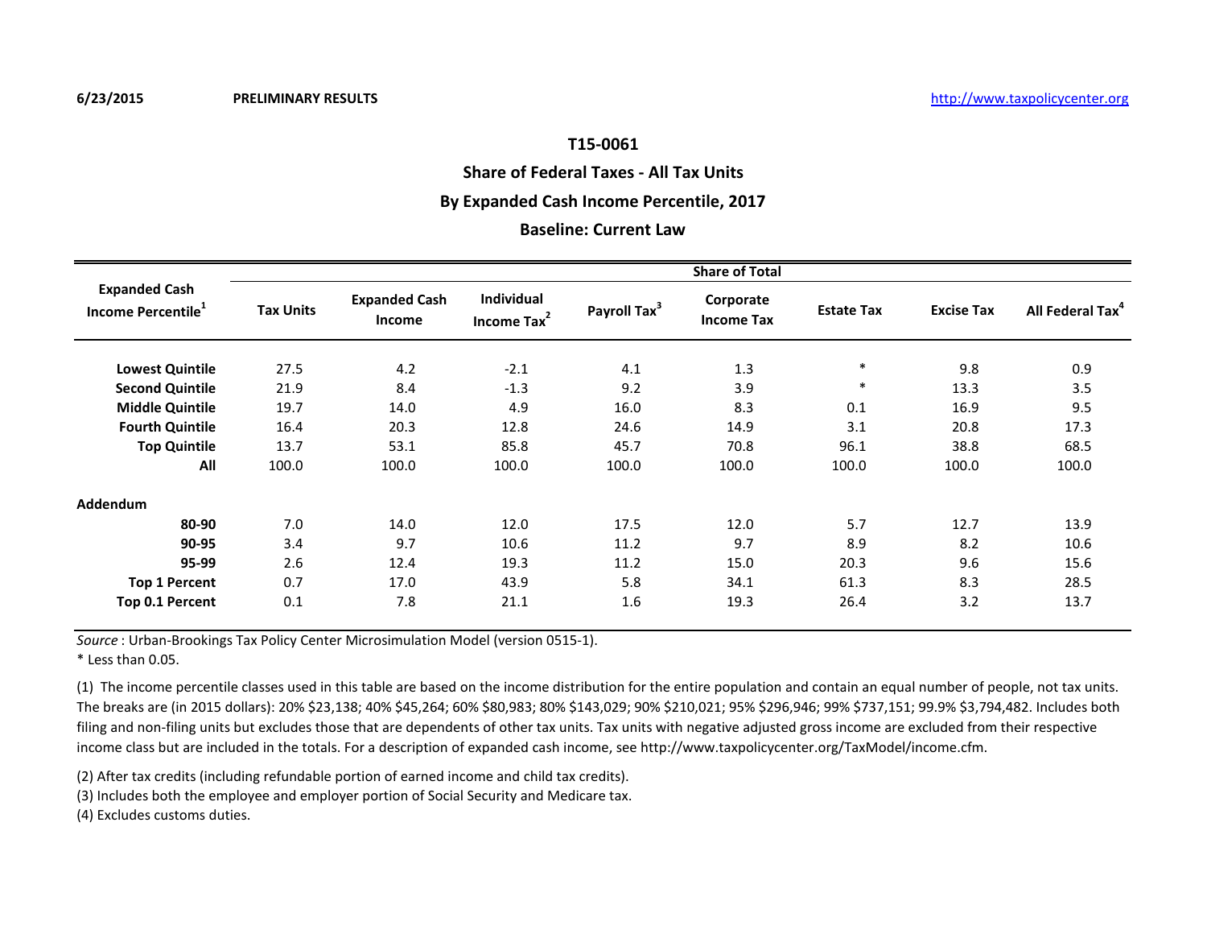6/23/2015 **PRELIMINARY RESULTS** http://www.taxpolicycenter.org

# T15-0061

## Share of Federal Taxes - All Tax Units

## By Expanded Cash Income Percentile, 2017

## Baseline: Current Law

| Expanded Cash Income Percentile[1] | Share of Total | | | | | | | |
|---|---|---|---|---|---|---|---|---|
| | Tax Units | Expanded Cash Income | Individual Income Tax[2] | Payroll Tax[3] | Corporate Income Tax | Estate Tax | Excise Tax | All Federal Tax[4] |
| **Lowest Quintile** | 27.5 | 4.2 | -2.1 | 4.1 | 1.3 | * | 9.8 | 0.9 |
| **Second Quintile** | 21.9 | 8.4 | -1.3 | 9.2 | 3.9 | * | 13.3 | 3.5 |
| **Middle Quintile** | 19.7 | 14.0 | 4.9 | 16.0 | 8.3 | 0.1 | 16.9 | 9.5 |
| **Fourth Quintile** | 16.4 | 20.3 | 12.8 | 24.6 | 14.9 | 3.1 | 20.8 | 17.3 |
| **Top Quintile** | 13.7 | 53.1 | 85.8 | 45.7 | 70.8 | 96.1 | 38.8 | 68.5 |
| **All** | 100.0 | 100.0 | 100.0 | 100.0 | 100.0 | 100.0 | 100.0 | 100.0 |
| **Addendum** | | | | | | | | |
| **80-90** | 7.0 | 14.0 | 12.0 | 17.5 | 12.0 | 5.7 | 12.7 | 13.9 |
| **90-95** | 3.4 | 9.7 | 10.6 | 11.2 | 9.7 | 8.9 | 8.2 | 10.6 |
| **95-99** | 2.6 | 12.4 | 19.3 | 11.2 | 15.0 | 20.3 | 9.6 | 15.6 |
| **Top 1 Percent** | 0.7 | 17.0 | 43.9 | 5.8 | 34.1 | 61.3 | 8.3 | 28.5 |
| **Top 0.1 Percent** | 0.1 | 7.8 | 21.1 | 1.6 | 19.3 | 26.4 | 3.2 | 13.7 |

*Source* : Urban-Brookings Tax Policy Center Microsimulation Model (version 0515-1).

* Less than 0.05.

(1) The income percentile classes used in this table are based on the income distribution for the entire population and contain an equal number of people, not tax units. The breaks are (in 2015 dollars): 20% $23,138; 40% $45,264; 60% $80,983; 80% $143,029; 90% $210,021; 95% $296,946; 99% $737,151; 99.9% $3,794,482. Includes both filing and non-filing units but excludes those that are dependents of other tax units. Tax units with negative adjusted gross income are excluded from their respective income class but are included in the totals. For a description of expanded cash income, see http://www.taxpolicycenter.org/TaxModel/income.cfm.

(2) After tax credits (including refundable portion of earned income and child tax credits).

(3) Includes both the employee and employer portion of Social Security and Medicare tax.

(4) Excludes customs duties.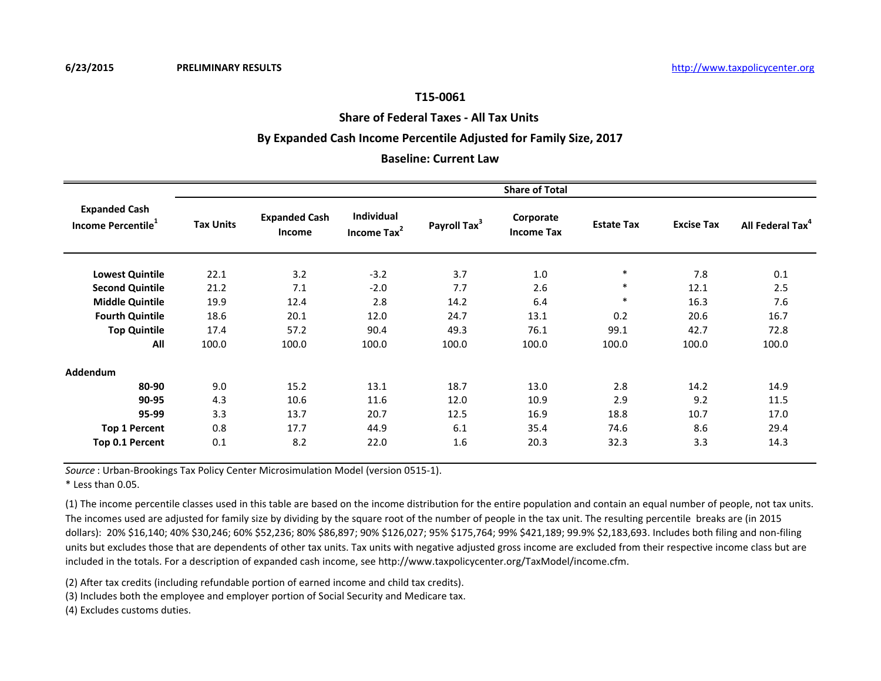6/23/2015 **PRELIMINARY RESULTS** http://www.taxpolicycenter.org

## T15-0061

## Share of Federal Taxes - All Tax Units

## By Expanded Cash Income Percentile Adjusted for Family Size, 2017

## Baseline: Current Law

| Expanded Cash Income Percentile[1] | Share of Total | | | | | | | |
|---|---|---|---|---|---|---|---|---|
| | Tax Units | Expanded Cash Income | Individual Income Tax[2] | Payroll Tax[3] | Corporate Income Tax | Estate Tax | Excise Tax | All Federal Tax[4] |
| **Lowest Quintile** | 22.1 | 3.2 | -3.2 | 3.7 | 1.0 | * | 7.8 | 0.1 |
| **Second Quintile** | 21.2 | 7.1 | -2.0 | 7.7 | 2.6 | * | 12.1 | 2.5 |
| **Middle Quintile** | 19.9 | 12.4 | 2.8 | 14.2 | 6.4 | * | 16.3 | 7.6 |
| **Fourth Quintile** | 18.6 | 20.1 | 12.0 | 24.7 | 13.1 | 0.2 | 20.6 | 16.7 |
| **Top Quintile** | 17.4 | 57.2 | 90.4 | 49.3 | 76.1 | 99.1 | 42.7 | 72.8 |
| **All** | 100.0 | 100.0 | 100.0 | 100.0 | 100.0 | 100.0 | 100.0 | 100.0 |
| **Addendum** | | | | | | | | |
| **80-90** | 9.0 | 15.2 | 13.1 | 18.7 | 13.0 | 2.8 | 14.2 | 14.9 |
| **90-95** | 4.3 | 10.6 | 11.6 | 12.0 | 10.9 | 2.9 | 9.2 | 11.5 |
| **95-99** | 3.3 | 13.7 | 20.7 | 12.5 | 16.9 | 18.8 | 10.7 | 17.0 |
| **Top 1 Percent** | 0.8 | 17.7 | 44.9 | 6.1 | 35.4 | 74.6 | 8.6 | 29.4 |
| **Top 0.1 Percent** | 0.1 | 8.2 | 22.0 | 1.6 | 20.3 | 32.3 | 3.3 | 14.3 |

*Source* : Urban-Brookings Tax Policy Center Microsimulation Model (version 0515-1).

* Less than 0.05.

(1) The income percentile classes used in this table are based on the income distribution for the entire population and contain an equal number of people, not tax units. The incomes used are adjusted for family size by dividing by the square root of the number of people in the tax unit. The resulting percentile breaks are (in 2015 dollars): 20% $16,140; 40% $30,246; 60% $52,236; 80% $86,897; 90% $126,027; 95% $175,764; 99% $421,189; 99.9% $2,183,693. Includes both filing and non-filing units but excludes those that are dependents of other tax units. Tax units with negative adjusted gross income are excluded from their respective income class but are included in the totals. For a description of expanded cash income, see http://www.taxpolicycenter.org/TaxModel/income.cfm.

(2) After tax credits (including refundable portion of earned income and child tax credits).

(3) Includes both the employee and employer portion of Social Security and Medicare tax.

(4) Excludes customs duties.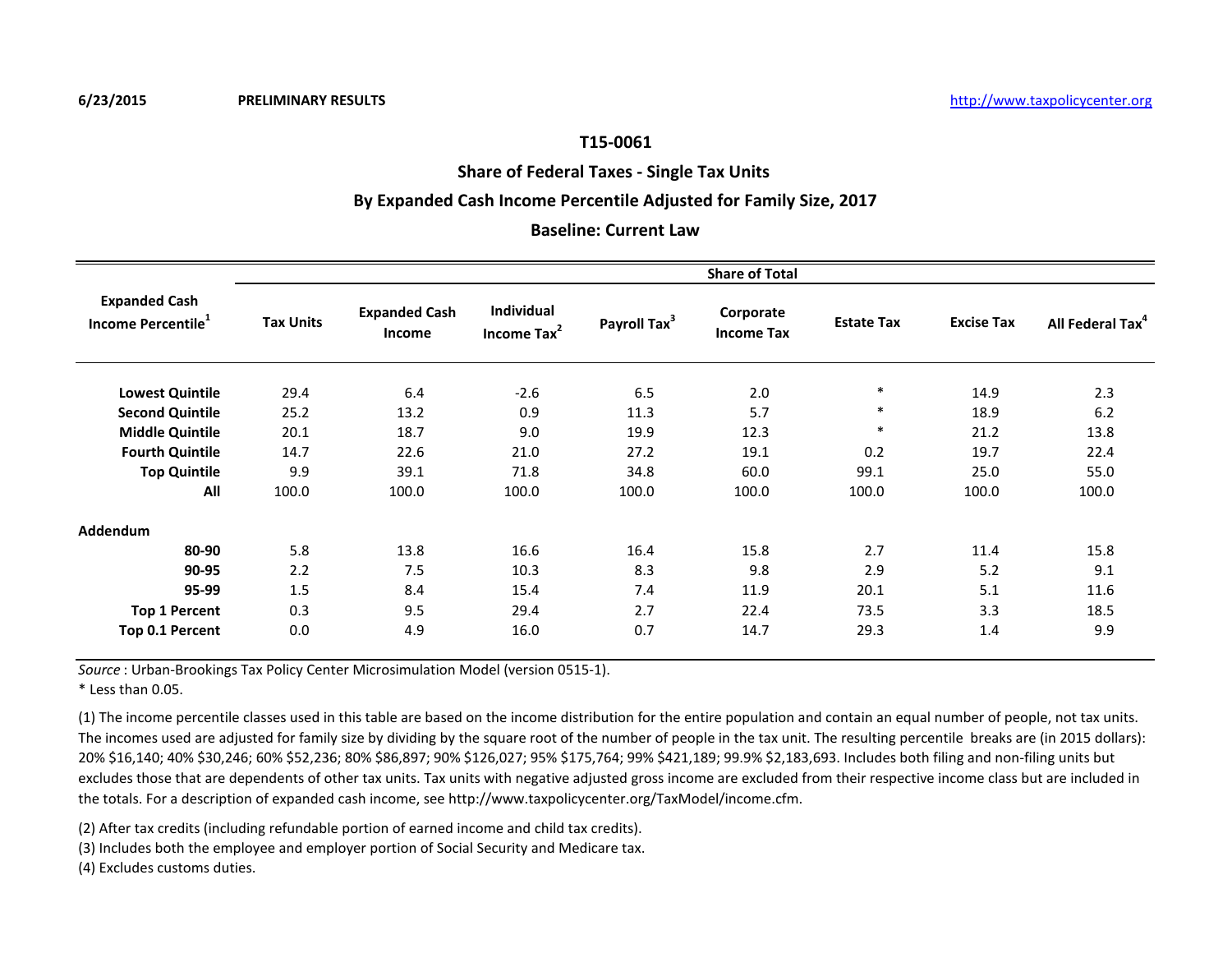6/23/2015 **PRELIMINARY RESULTS** http://www.taxpolicycenter.org

## T15-0061

## Share of Federal Taxes - Single Tax Units

## By Expanded Cash Income Percentile Adjusted for Family Size, 2017

## Baseline: Current Law

| Expanded Cash Income Percentile[1] | Share of Total | | | | | | | |
|---|---|---|---|---|---|---|---|---|
| | Tax Units | Expanded Cash Income | Individual Income Tax[2] | Payroll Tax[3] | Corporate Income Tax | Estate Tax | Excise Tax | All Federal Tax[4] |
| **Lowest Quintile** | 29.4 | 6.4 | -2.6 | 6.5 | 2.0 | * | 14.9 | 2.3 |
| **Second Quintile** | 25.2 | 13.2 | 0.9 | 11.3 | 5.7 | * | 18.9 | 6.2 |
| **Middle Quintile** | 20.1 | 18.7 | 9.0 | 19.9 | 12.3 | * | 21.2 | 13.8 |
| **Fourth Quintile** | 14.7 | 22.6 | 21.0 | 27.2 | 19.1 | 0.2 | 19.7 | 22.4 |
| **Top Quintile** | 9.9 | 39.1 | 71.8 | 34.8 | 60.0 | 99.1 | 25.0 | 55.0 |
| **All** | 100.0 | 100.0 | 100.0 | 100.0 | 100.0 | 100.0 | 100.0 | 100.0 |
| **Addendum** | | | | | | | | |
| **80-90** | 5.8 | 13.8 | 16.6 | 16.4 | 15.8 | 2.7 | 11.4 | 15.8 |
| **90-95** | 2.2 | 7.5 | 10.3 | 8.3 | 9.8 | 2.9 | 5.2 | 9.1 |
| **95-99** | 1.5 | 8.4 | 15.4 | 7.4 | 11.9 | 20.1 | 5.1 | 11.6 |
| **Top 1 Percent** | 0.3 | 9.5 | 29.4 | 2.7 | 22.4 | 73.5 | 3.3 | 18.5 |
| **Top 0.1 Percent** | 0.0 | 4.9 | 16.0 | 0.7 | 14.7 | 29.3 | 1.4 | 9.9 |

*Source* : Urban-Brookings Tax Policy Center Microsimulation Model (version 0515-1).

* Less than 0.05.

(1) The income percentile classes used in this table are based on the income distribution for the entire population and contain an equal number of people, not tax units. The incomes used are adjusted for family size by dividing by the square root of the number of people in the tax unit. The resulting percentile breaks are (in 2015 dollars): 20% $16,140; 40% $30,246; 60% $52,236; 80% $86,897; 90% $126,027; 95% $175,764; 99% $421,189; 99.9% $2,183,693. Includes both filing and non-filing units but excludes those that are dependents of other tax units. Tax units with negative adjusted gross income are excluded from their respective income class but are included in the totals. For a description of expanded cash income, see http://www.taxpolicycenter.org/TaxModel/income.cfm.

(2) After tax credits (including refundable portion of earned income and child tax credits).

(3) Includes both the employee and employer portion of Social Security and Medicare tax.

(4) Excludes customs duties.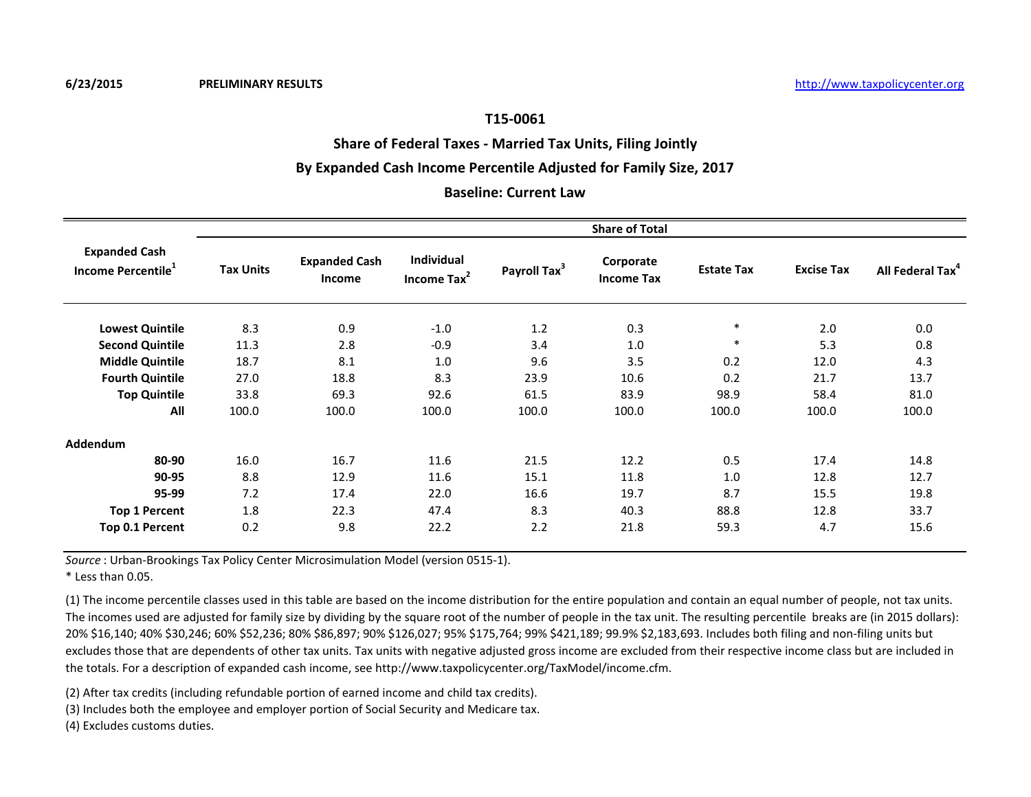6/23/2015 PRELIMINARY RESULTS http://www.taxpolicycenter.org

## T15-0061

## Share of Federal Taxes - Married Tax Units, Filing Jointly

## By Expanded Cash Income Percentile Adjusted for Family Size, 2017

## Baseline: Current Law

| Expanded Cash Income Percentile[1] | Share of Total | | | | | | | |
|---|---|---|---|---|---|---|---|---|
| | Tax Units | Expanded Cash Income | Individual Income Tax[2] | Payroll Tax[3] | Corporate Income Tax | Estate Tax | Excise Tax | All Federal Tax[4] |
| **Lowest Quintile** | 8.3 | 0.9 | -1.0 | 1.2 | 0.3 | * | 2.0 | 0.0 |
| **Second Quintile** | 11.3 | 2.8 | -0.9 | 3.4 | 1.0 | * | 5.3 | 0.8 |
| **Middle Quintile** | 18.7 | 8.1 | 1.0 | 9.6 | 3.5 | 0.2 | 12.0 | 4.3 |
| **Fourth Quintile** | 27.0 | 18.8 | 8.3 | 23.9 | 10.6 | 0.2 | 21.7 | 13.7 |
| **Top Quintile** | 33.8 | 69.3 | 92.6 | 61.5 | 83.9 | 98.9 | 58.4 | 81.0 |
| **All** | 100.0 | 100.0 | 100.0 | 100.0 | 100.0 | 100.0 | 100.0 | 100.0 |
| **Addendum** | | | | | | | | |
| **80-90** | 16.0 | 16.7 | 11.6 | 21.5 | 12.2 | 0.5 | 17.4 | 14.8 |
| **90-95** | 8.8 | 12.9 | 11.6 | 15.1 | 11.8 | 1.0 | 12.8 | 12.7 |
| **95-99** | 7.2 | 17.4 | 22.0 | 16.6 | 19.7 | 8.7 | 15.5 | 19.8 |
| **Top 1 Percent** | 1.8 | 22.3 | 47.4 | 8.3 | 40.3 | 88.8 | 12.8 | 33.7 |
| **Top 0.1 Percent** | 0.2 | 9.8 | 22.2 | 2.2 | 21.8 | 59.3 | 4.7 | 15.6 |

*Source* : Urban-Brookings Tax Policy Center Microsimulation Model (version 0515-1).

* Less than 0.05.

(1) The income percentile classes used in this table are based on the income distribution for the entire population and contain an equal number of people, not tax units. The incomes used are adjusted for family size by dividing by the square root of the number of people in the tax unit. The resulting percentile breaks are (in 2015 dollars): 20% $16,140; 40% $30,246; 60% $52,236; 80% $86,897; 90% $126,027; 95% $175,764; 99% $421,189; 99.9% $2,183,693. Includes both filing and non-filing units but excludes those that are dependents of other tax units. Tax units with negative adjusted gross income are excluded from their respective income class but are included in the totals. For a description of expanded cash income, see http://www.taxpolicycenter.org/TaxModel/income.cfm.

(2) After tax credits (including refundable portion of earned income and child tax credits).

(3) Includes both the employee and employer portion of Social Security and Medicare tax.

(4) Excludes customs duties.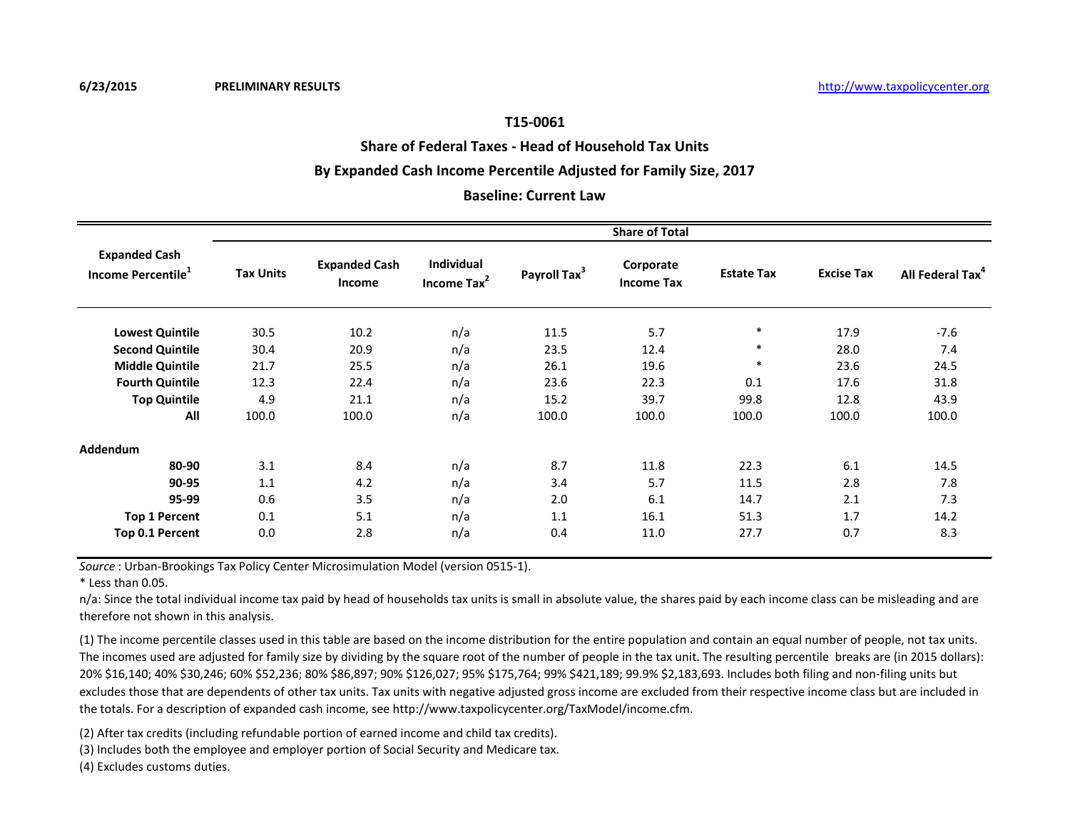6/23/2015 **PRELIMINARY RESULTS** http://www.taxpolicycenter.org

## T15-0061

## Share of Federal Taxes - Head of Household Tax Units

## By Expanded Cash Income Percentile Adjusted for Family Size, 2017

## Baseline: Current Law

| Expanded Cash Income Percentile[1] | Share of Total | | | | | | | |
|---|---|---|---|---|---|---|---|---|
| | Tax Units | Expanded Cash Income | Individual Income Tax[2] | Payroll Tax[3] | Corporate Income Tax | Estate Tax | Excise Tax | All Federal Tax[4] |
| **Lowest Quintile** | 30.5 | 10.2 | n/a | 11.5 | 5.7 | * | 17.9 | -7.6 |
| **Second Quintile** | 30.4 | 20.9 | n/a | 23.5 | 12.4 | * | 28.0 | 7.4 |
| **Middle Quintile** | 21.7 | 25.5 | n/a | 26.1 | 19.6 | * | 23.6 | 24.5 |
| **Fourth Quintile** | 12.3 | 22.4 | n/a | 23.6 | 22.3 | 0.1 | 17.6 | 31.8 |
| **Top Quintile** | 4.9 | 21.1 | n/a | 15.2 | 39.7 | 99.8 | 12.8 | 43.9 |
| **All** | 100.0 | 100.0 | n/a | 100.0 | 100.0 | 100.0 | 100.0 | 100.0 |
| **Addendum** | | | | | | | | |
| **80-90** | 3.1 | 8.4 | n/a | 8.7 | 11.8 | 22.3 | 6.1 | 14.5 |
| **90-95** | 1.1 | 4.2 | n/a | 3.4 | 5.7 | 11.5 | 2.8 | 7.8 |
| **95-99** | 0.6 | 3.5 | n/a | 2.0 | 6.1 | 14.7 | 2.1 | 7.3 |
| **Top 1 Percent** | 0.1 | 5.1 | n/a | 1.1 | 16.1 | 51.3 | 1.7 | 14.2 |
| **Top 0.1 Percent** | 0.0 | 2.8 | n/a | 0.4 | 11.0 | 27.7 | 0.7 | 8.3 |

*Source* : Urban-Brookings Tax Policy Center Microsimulation Model (version 0515-1).

* Less than 0.05.

n/a: Since the total individual income tax paid by head of households tax units is small in absolute value, the shares paid by each income class can be misleading and are therefore not shown in this analysis.

(1) The income percentile classes used in this table are based on the income distribution for the entire population and contain an equal number of people, not tax units. The incomes used are adjusted for family size by dividing by the square root of the number of people in the tax unit. The resulting percentile breaks are (in 2015 dollars): 20% $16,140; 40% $30,246; 60% $52,236; 80% $86,897; 90% $126,027; 95% $175,764; 99% $421,189; 99.9% $2,183,693. Includes both filing and non-filing units but excludes those that are dependents of other tax units. Tax units with negative adjusted gross income are excluded from their respective income class but are included in the totals. For a description of expanded cash income, see http://www.taxpolicycenter.org/TaxModel/income.cfm.

(2) After tax credits (including refundable portion of earned income and child tax credits).

(3) Includes both the employee and employer portion of Social Security and Medicare tax.

(4) Excludes customs duties.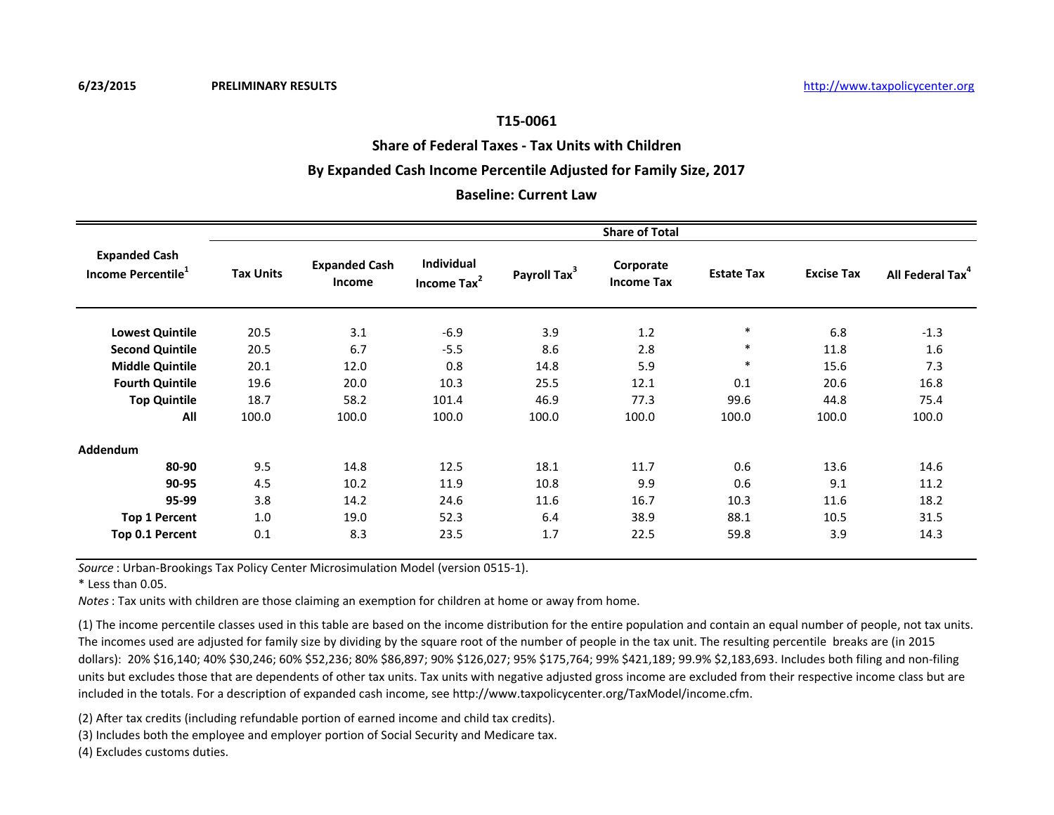6/23/2015 **PRELIMINARY RESULTS** http://www.taxpolicycenter.org

## T15-0061

## Share of Federal Taxes - Tax Units with Children

## By Expanded Cash Income Percentile Adjusted for Family Size, 2017

## Baseline: Current Law

| Expanded Cash Income Percentile[1] | Share of Total | | | | | | | |
|---|---|---|---|---|---|---|---|---|
| | Tax Units | Expanded Cash Income | Individual Income Tax[2] | Payroll Tax[3] | Corporate Income Tax | Estate Tax | Excise Tax | All Federal Tax[4] |
| **Lowest Quintile** | 20.5 | 3.1 | -6.9 | 3.9 | 1.2 | * | 6.8 | -1.3 |
| **Second Quintile** | 20.5 | 6.7 | -5.5 | 8.6 | 2.8 | * | 11.8 | 1.6 |
| **Middle Quintile** | 20.1 | 12.0 | 0.8 | 14.8 | 5.9 | * | 15.6 | 7.3 |
| **Fourth Quintile** | 19.6 | 20.0 | 10.3 | 25.5 | 12.1 | 0.1 | 20.6 | 16.8 |
| **Top Quintile** | 18.7 | 58.2 | 101.4 | 46.9 | 77.3 | 99.6 | 44.8 | 75.4 |
| **All** | 100.0 | 100.0 | 100.0 | 100.0 | 100.0 | 100.0 | 100.0 | 100.0 |
| **Addendum** | | | | | | | | |
| **80-90** | 9.5 | 14.8 | 12.5 | 18.1 | 11.7 | 0.6 | 13.6 | 14.6 |
| **90-95** | 4.5 | 10.2 | 11.9 | 10.8 | 9.9 | 0.6 | 9.1 | 11.2 |
| **95-99** | 3.8 | 14.2 | 24.6 | 11.6 | 16.7 | 10.3 | 11.6 | 18.2 |
| **Top 1 Percent** | 1.0 | 19.0 | 52.3 | 6.4 | 38.9 | 88.1 | 10.5 | 31.5 |
| **Top 0.1 Percent** | 0.1 | 8.3 | 23.5 | 1.7 | 22.5 | 59.8 | 3.9 | 14.3 |

*Source* : Urban-Brookings Tax Policy Center Microsimulation Model (version 0515-1).

* Less than 0.05.

*Notes* : Tax units with children are those claiming an exemption for children at home or away from home.

(1) The income percentile classes used in this table are based on the income distribution for the entire population and contain an equal number of people, not tax units. The incomes used are adjusted for family size by dividing by the square root of the number of people in the tax unit. The resulting percentile breaks are (in 2015 dollars): 20% $16,140; 40% $30,246; 60% $52,236; 80% $86,897; 90% $126,027; 95% $175,764; 99% $421,189; 99.9% $2,183,693. Includes both filing and non-filing units but excludes those that are dependents of other tax units. Tax units with negative adjusted gross income are excluded from their respective income class but are included in the totals. For a description of expanded cash income, see http://www.taxpolicycenter.org/TaxModel/income.cfm.

(2) After tax credits (including refundable portion of earned income and child tax credits).

(3) Includes both the employee and employer portion of Social Security and Medicare tax.

(4) Excludes customs duties.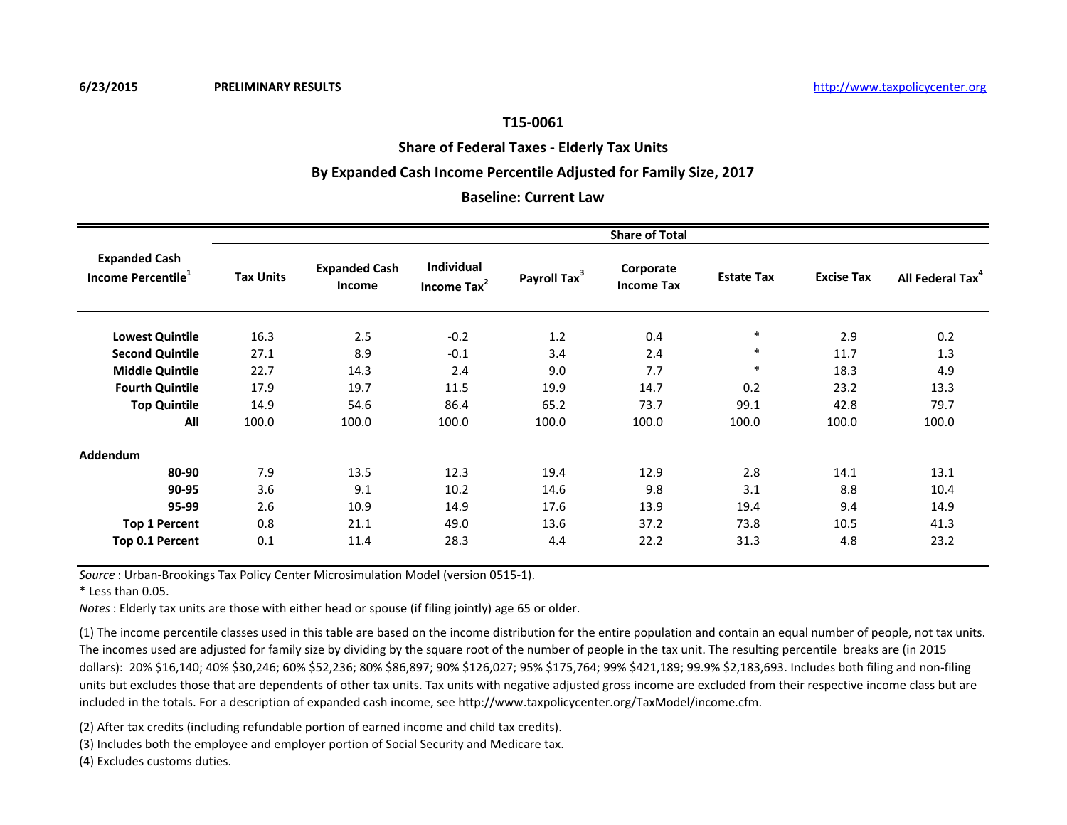6/23/2015 **PRELIMINARY RESULTS** http://www.taxpolicycenter.org

## T15-0061

## Share of Federal Taxes - Elderly Tax Units

## By Expanded Cash Income Percentile Adjusted for Family Size, 2017

## Baseline: Current Law

| Expanded Cash Income Percentile[1] | Share of Total | | | | | | | |
|---|---|---|---|---|---|---|---|---|
| | Tax Units | Expanded Cash Income | Individual Income Tax[2] | Payroll Tax[3] | Corporate Income Tax | Estate Tax | Excise Tax | All Federal Tax[4] |
| **Lowest Quintile** | 16.3 | 2.5 | -0.2 | 1.2 | 0.4 | * | 2.9 | 0.2 |
| **Second Quintile** | 27.1 | 8.9 | -0.1 | 3.4 | 2.4 | * | 11.7 | 1.3 |
| **Middle Quintile** | 22.7 | 14.3 | 2.4 | 9.0 | 7.7 | * | 18.3 | 4.9 |
| **Fourth Quintile** | 17.9 | 19.7 | 11.5 | 19.9 | 14.7 | 0.2 | 23.2 | 13.3 |
| **Top Quintile** | 14.9 | 54.6 | 86.4 | 65.2 | 73.7 | 99.1 | 42.8 | 79.7 |
| **All** | 100.0 | 100.0 | 100.0 | 100.0 | 100.0 | 100.0 | 100.0 | 100.0 |
| **Addendum** | | | | | | | | |
| **80-90** | 7.9 | 13.5 | 12.3 | 19.4 | 12.9 | 2.8 | 14.1 | 13.1 |
| **90-95** | 3.6 | 9.1 | 10.2 | 14.6 | 9.8 | 3.1 | 8.8 | 10.4 |
| **95-99** | 2.6 | 10.9 | 14.9 | 17.6 | 13.9 | 19.4 | 9.4 | 14.9 |
| **Top 1 Percent** | 0.8 | 21.1 | 49.0 | 13.6 | 37.2 | 73.8 | 10.5 | 41.3 |
| **Top 0.1 Percent** | 0.1 | 11.4 | 28.3 | 4.4 | 22.2 | 31.3 | 4.8 | 23.2 |

*Source* : Urban-Brookings Tax Policy Center Microsimulation Model (version 0515-1).

* Less than 0.05.

*Notes* : Elderly tax units are those with either head or spouse (if filing jointly) age 65 or older.

(1) The income percentile classes used in this table are based on the income distribution for the entire population and contain an equal number of people, not tax units. The incomes used are adjusted for family size by dividing by the square root of the number of people in the tax unit. The resulting percentile breaks are (in 2015 dollars): 20% $16,140; 40% $30,246; 60% $52,236; 80% $86,897; 90% $126,027; 95% $175,764; 99% $421,189; 99.9% $2,183,693. Includes both filing and non-filing units but excludes those that are dependents of other tax units. Tax units with negative adjusted gross income are excluded from their respective income class but are included in the totals. For a description of expanded cash income, see http://www.taxpolicycenter.org/TaxModel/income.cfm.

(2) After tax credits (including refundable portion of earned income and child tax credits).

(3) Includes both the employee and employer portion of Social Security and Medicare tax.

(4) Excludes customs duties.